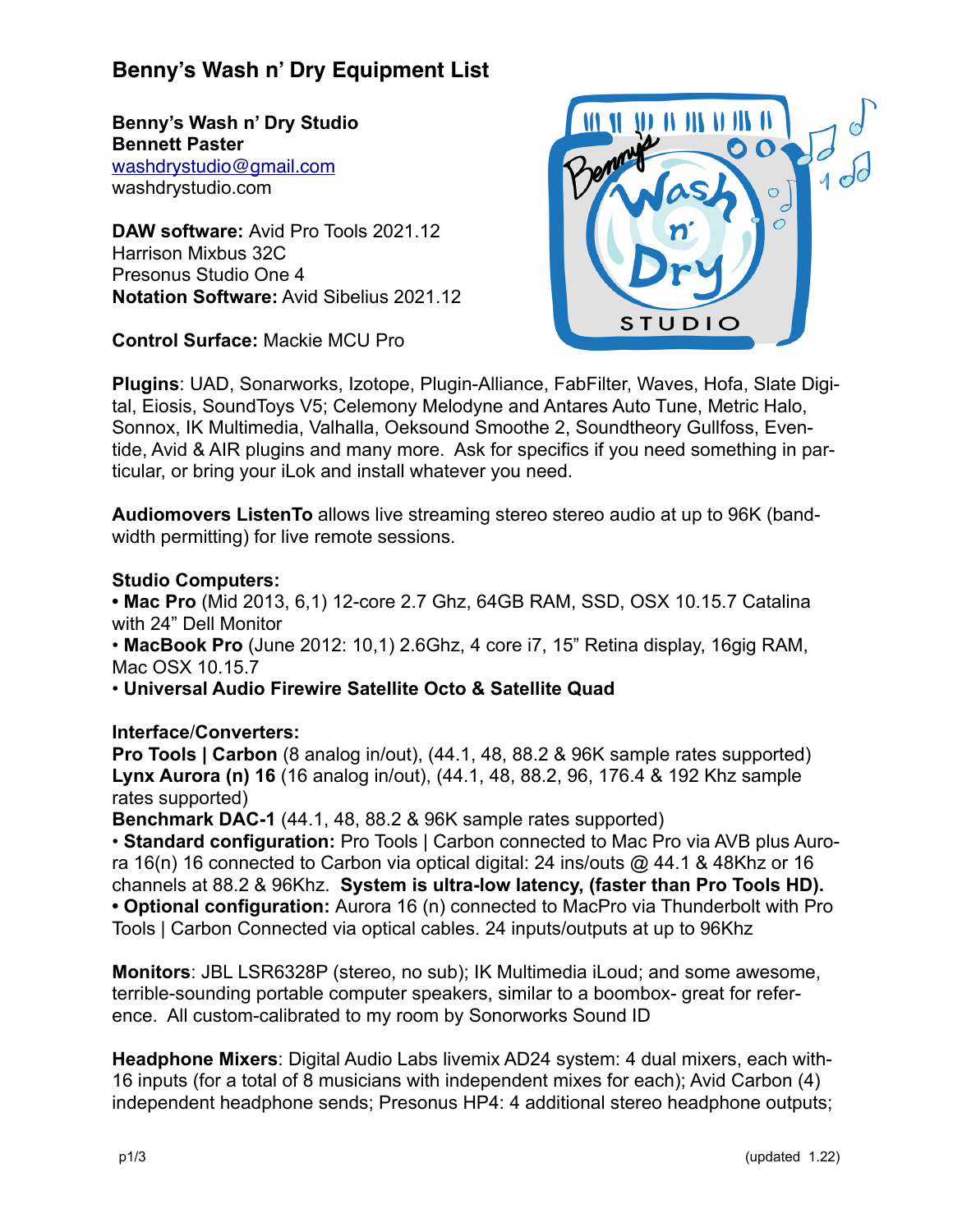# Benny's Wash n' Dry Equipment List

**Benny's Wash n' Dry Studio**
**Bennett Paster**
washdrystudio@gmail.com
washdrystudio.com

**DAW software:** Avid Pro Tools 2021.12
Harrison Mixbus 32C
Presonus Studio One 4
**Notation Software:** Avid Sibelius 2021.12

**Control Surface:** Mackie MCU Pro

**Plugins**: UAD, Sonarworks, Izotope, Plugin-Alliance, FabFilter, Waves, Hofa, Slate Digital, Eiosis, SoundToys V5; Celemony Melodyne and Antares Auto Tune, Metric Halo, Sonnox, IK Multimedia, Valhalla, Oeksound Smoothe 2, Soundtheory Gullfoss, Eventide, Avid & AIR plugins and many more. Ask for specifics if you need something in particular, or bring your iLok and install whatever you need.

**Audiomovers ListenTo** allows live streaming stereo stereo audio at up to 96K (bandwidth permitting) for live remote sessions.

**Studio Computers:**
- **Mac Pro** (Mid 2013, 6,1) 12-core 2.7 Ghz, 64GB RAM, SSD, OSX 10.15.7 Catalina with 24" Dell Monitor
- **MacBook Pro** (June 2012: 10,1) 2.6Ghz, 4 core i7, 15" Retina display, 16gig RAM, Mac OSX 10.15.7
- **Universal Audio Firewire Satellite Octo & Satellite Quad**

**Interface/Converters:**
**Pro Tools | Carbon** (8 analog in/out), (44.1, 48, 88.2 & 96K sample rates supported)
**Lynx Aurora (n) 16** (16 analog in/out), (44.1, 48, 88.2, 96, 176.4 & 192 Khz sample rates supported)
**Benchmark DAC-1** (44.1, 48, 88.2 & 96K sample rates supported)
- **Standard configuration:** Pro Tools | Carbon connected to Mac Pro via AVB plus Aurora 16(n) 16 connected to Carbon via optical digital: 24 ins/outs @ 44.1 & 48Khz or 16 channels at 88.2 & 96Khz. **System is ultra-low latency, (faster than Pro Tools HD).**
- **Optional configuration:** Aurora 16 (n) connected to MacPro via Thunderbolt with Pro Tools | Carbon Connected via optical cables. 24 inputs/outputs at up to 96Khz

**Monitors**: JBL LSR6328P (stereo, no sub); IK Multimedia iLoud; and some awesome, terrible-sounding portable computer speakers, similar to a boombox- great for reference. All custom-calibrated to my room by Sonorworks Sound ID

**Headphone Mixers**: Digital Audio Labs livemix AD24 system: 4 dual mixers, each with 16 inputs (for a total of 8 musicians with independent mixes for each); Avid Carbon (4) independent headphone sends; Presonus HP4: 4 additional stereo headphone outputs;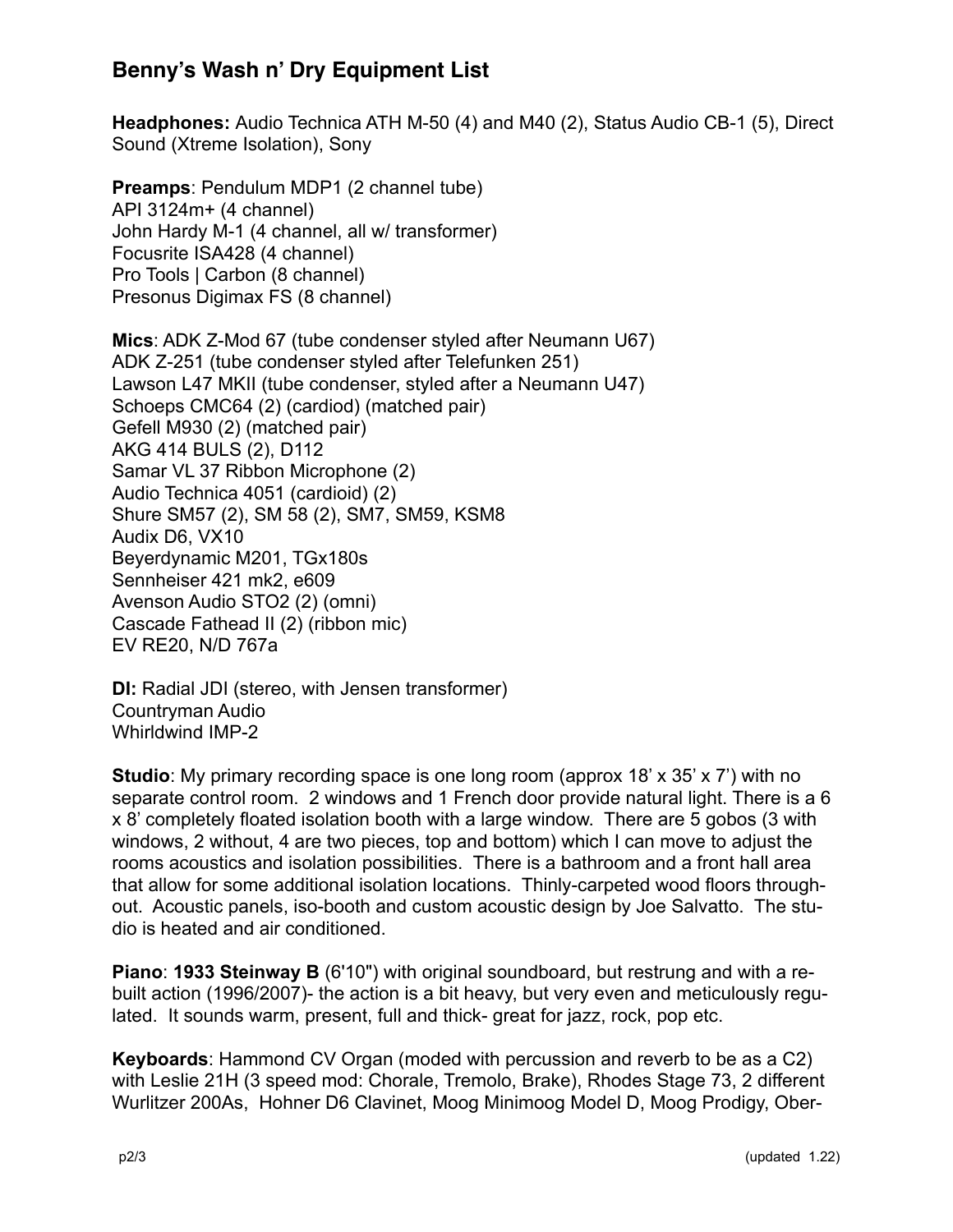## Benny's Wash n' Dry Equipment List

**Headphones:** Audio Technica ATH M-50 (4) and M40 (2), Status Audio CB-1 (5), Direct Sound (Xtreme Isolation), Sony

**Preamps**: Pendulum MDP1 (2 channel tube)
API 3124m+ (4 channel)
John Hardy M-1 (4 channel, all w/ transformer)
Focusrite ISA428 (4 channel)
Pro Tools | Carbon (8 channel)
Presonus Digimax FS (8 channel)

**Mics**: ADK Z-Mod 67 (tube condenser styled after Neumann U67)
ADK Z-251 (tube condenser styled after Telefunken 251)
Lawson L47 MKII (tube condenser, styled after a Neumann U47)
Schoeps CMC64 (2) (cardiod) (matched pair)
Gefell M930 (2) (matched pair)
AKG 414 BULS (2), D112
Samar VL 37 Ribbon Microphone (2)
Audio Technica 4051 (cardioid) (2)
Shure SM57 (2), SM 58 (2), SM7, SM59, KSM8
Audix D6, VX10
Beyerdynamic M201, TGx180s
Sennheiser 421 mk2, e609
Avenson Audio STO2 (2) (omni)
Cascade Fathead II (2) (ribbon mic)
EV RE20, N/D 767a

**DI:** Radial JDI (stereo, with Jensen transformer)
Countryman Audio
Whirldwind IMP-2

**Studio**: My primary recording space is one long room (approx 18' x 35' x 7') with no separate control room. 2 windows and 1 French door provide natural light. There is a 6 x 8' completely floated isolation booth with a large window. There are 5 gobos (3 with windows, 2 without, 4 are two pieces, top and bottom) which I can move to adjust the rooms acoustics and isolation possibilities. There is a bathroom and a front hall area that allow for some additional isolation locations. Thinly-carpeted wood floors throughout. Acoustic panels, iso-booth and custom acoustic design by Joe Salvatto. The studio is heated and air conditioned.

**Piano**: **1933 Steinway B** (6'10") with original soundboard, but restrung and with a rebuilt action (1996/2007)- the action is a bit heavy, but very even and meticulously regulated. It sounds warm, present, full and thick- great for jazz, rock, pop etc.

**Keyboards**: Hammond CV Organ (moded with percussion and reverb to be as a C2) with Leslie 21H (3 speed mod: Chorale, Tremolo, Brake), Rhodes Stage 73, 2 different Wurlitzer 200As, Hohner D6 Clavinet, Moog Minimoog Model D, Moog Prodigy, Ober-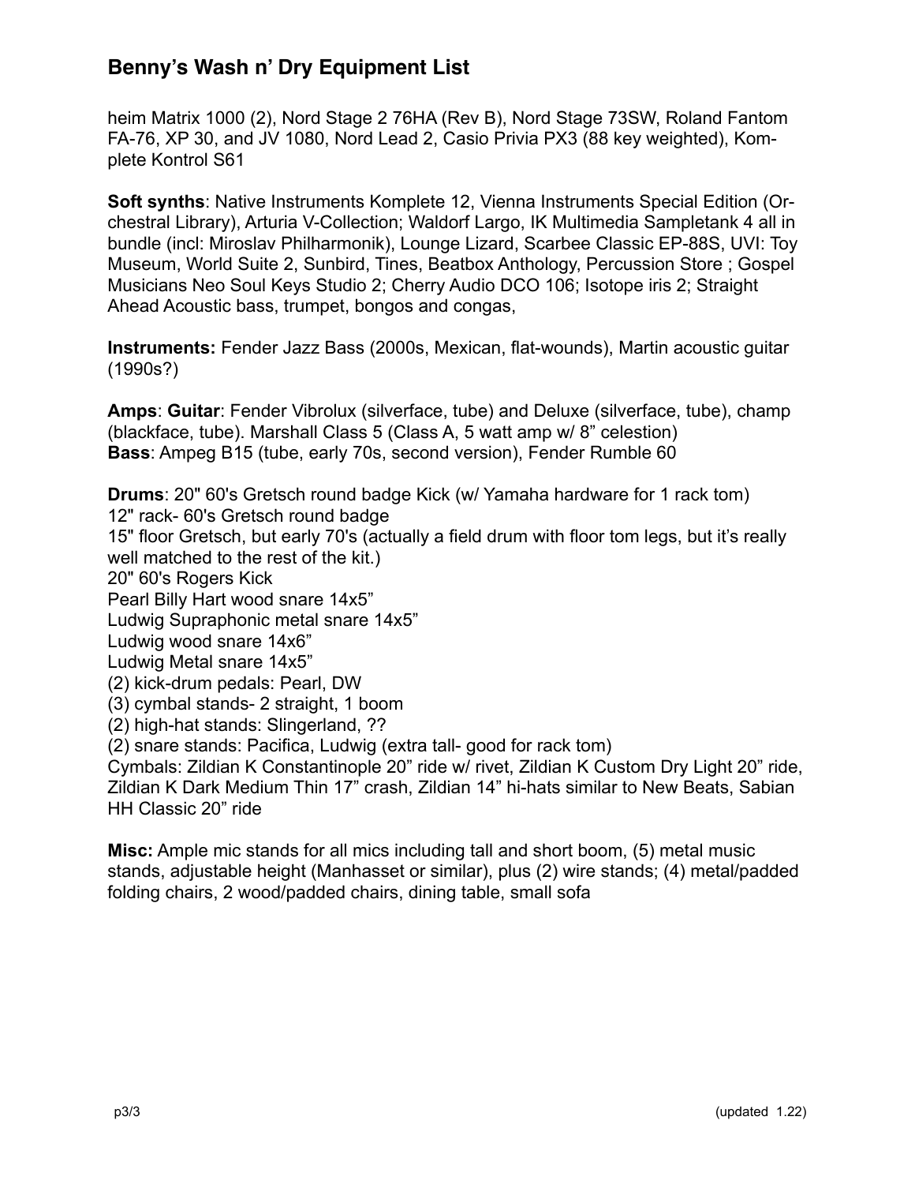## Benny's Wash n' Dry Equipment List

heim Matrix 1000 (2), Nord Stage 2 76HA (Rev B), Nord Stage 73SW, Roland Fantom FA-76, XP 30, and JV 1080, Nord Lead 2, Casio Privia PX3 (88 key weighted), Komplete Kontrol S61

**Soft synths**: Native Instruments Komplete 12, Vienna Instruments Special Edition (Orchestral Library), Arturia V-Collection; Waldorf Largo, IK Multimedia Sampletank 4 all in bundle (incl: Miroslav Philharmonik), Lounge Lizard, Scarbee Classic EP-88S, UVI: Toy Museum, World Suite 2, Sunbird, Tines, Beatbox Anthology, Percussion Store ; Gospel Musicians Neo Soul Keys Studio 2; Cherry Audio DCO 106; Isotope iris 2; Straight Ahead Acoustic bass, trumpet, bongos and congas,

**Instruments:** Fender Jazz Bass (2000s, Mexican, flat-wounds), Martin acoustic guitar (1990s?)

**Amps**: **Guitar**: Fender Vibrolux (silverface, tube) and Deluxe (silverface, tube), champ (blackface, tube). Marshall Class 5 (Class A, 5 watt amp w/ 8" celestion)
**Bass**: Ampeg B15 (tube, early 70s, second version), Fender Rumble 60

**Drums**: 20" 60's Gretsch round badge Kick (w/ Yamaha hardware for 1 rack tom)
12" rack- 60's Gretsch round badge
15" floor Gretsch, but early 70's (actually a field drum with floor tom legs, but it's really well matched to the rest of the kit.)
20" 60's Rogers Kick
Pearl Billy Hart wood snare 14x5"
Ludwig Supraphonic metal snare 14x5"
Ludwig wood snare 14x6"
Ludwig Metal snare 14x5"
(2) kick-drum pedals: Pearl, DW
(3) cymbal stands- 2 straight, 1 boom
(2) high-hat stands: Slingerland, ??
(2) snare stands: Pacifica, Ludwig (extra tall- good for rack tom)
Cymbals: Zildian K Constantinople 20" ride w/ rivet, Zildian K Custom Dry Light 20" ride, Zildian K Dark Medium Thin 17" crash, Zildian 14" hi-hats similar to New Beats, Sabian HH Classic 20" ride

**Misc:** Ample mic stands for all mics including tall and short boom, (5) metal music stands, adjustable height (Manhasset or similar), plus (2) wire stands; (4) metal/padded folding chairs, 2 wood/padded chairs, dining table, small sofa

(updated 1.22)